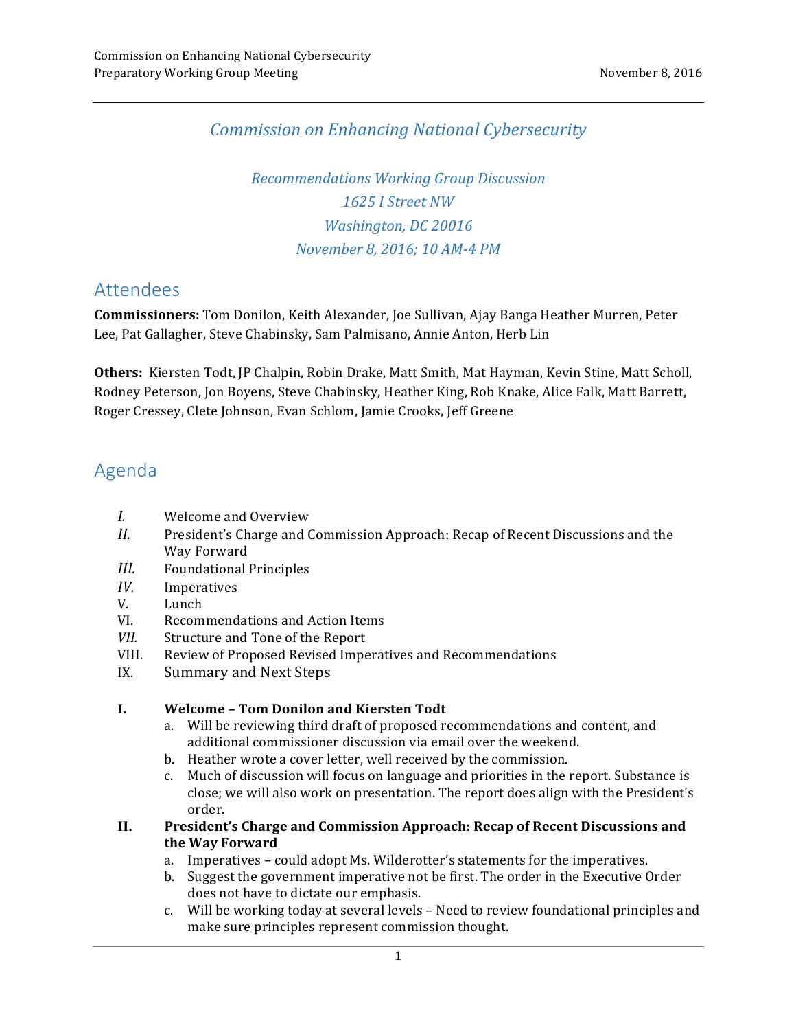# *Commission on Enhancing National Cybersecurity*

*Recommendations Working Group Discussion*
*1625 I Street NW*
*Washington, DC 20016*
*November 8, 2016; 10 AM-4 PM*

## Attendees

**Commissioners:** Tom Donilon, Keith Alexander, Joe Sullivan, Ajay Banga Heather Murren, Peter Lee, Pat Gallagher, Steve Chabinsky, Sam Palmisano, Annie Anton, Herb Lin

**Others:** Kiersten Todt, JP Chalpin, Robin Drake, Matt Smith, Mat Hayman, Kevin Stine, Matt Scholl, Rodney Peterson, Jon Boyens, Steve Chabinsky, Heather King, Rob Knake, Alice Falk, Matt Barrett, Roger Cressey, Clete Johnson, Evan Schlom, Jamie Crooks, Jeff Greene

## Agenda

- *I.* Welcome and Overview
- *II.* President's Charge and Commission Approach: Recap of Recent Discussions and the Way Forward
- *III.* Foundational Principles
- *IV.* Imperatives
- V. Lunch
- VI. Recommendations and Action Items
- *VII.* Structure and Tone of the Report
- VIII. Review of Proposed Revised Imperatives and Recommendations
- IX. Summary and Next Steps

**I. Welcome – Tom Donilon and Kiersten Todt**

a. Will be reviewing third draft of proposed recommendations and content, and additional commissioner discussion via email over the weekend.
b. Heather wrote a cover letter, well received by the commission.
c. Much of discussion will focus on language and priorities in the report. Substance is close; we will also work on presentation. The report does align with the President's order.

**II. President's Charge and Commission Approach: Recap of Recent Discussions and the Way Forward**

a. Imperatives – could adopt Ms. Wilderotter's statements for the imperatives.
b. Suggest the government imperative not be first. The order in the Executive Order does not have to dictate our emphasis.
c. Will be working today at several levels – Need to review foundational principles and make sure principles represent commission thought.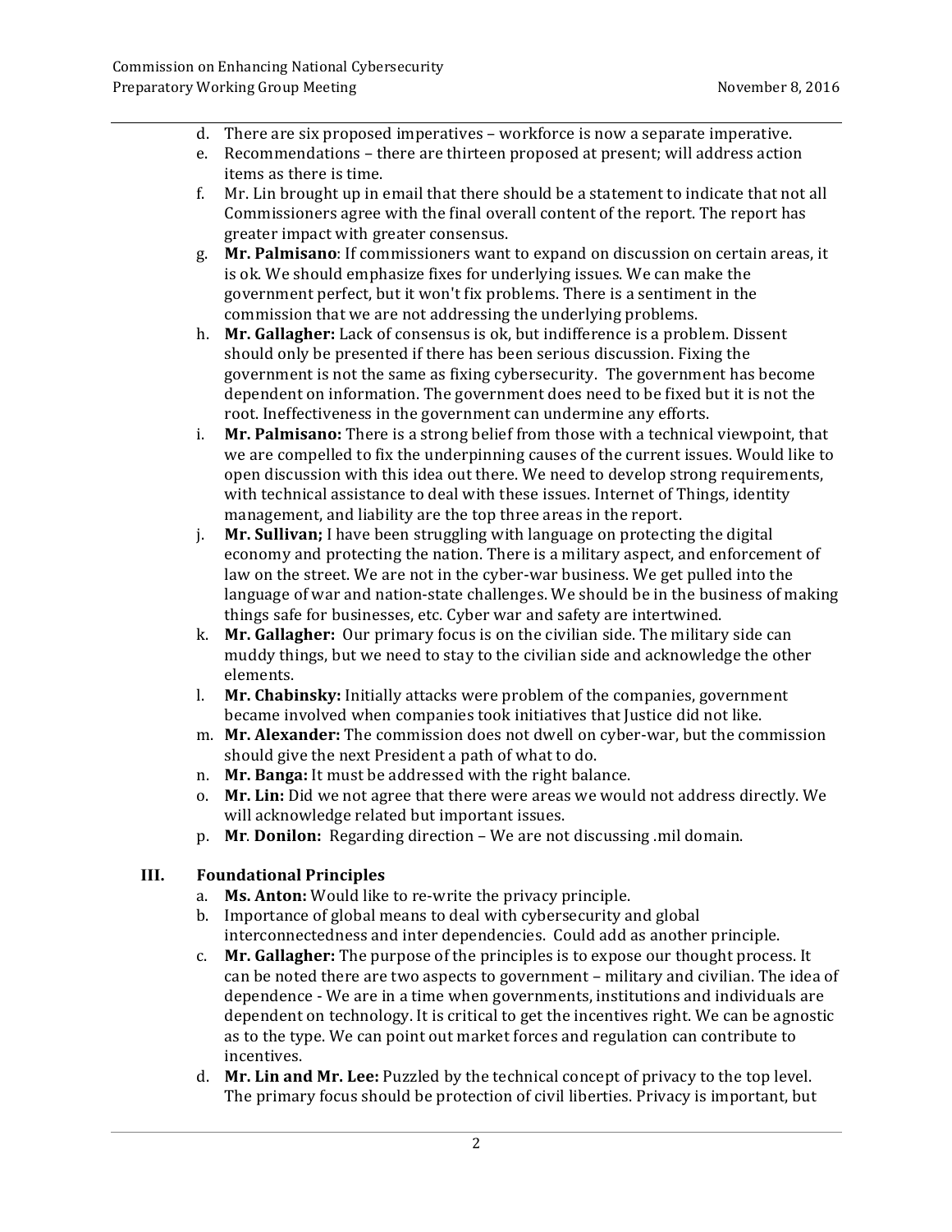d. There are six proposed imperatives – workforce is now a separate imperative.
e. Recommendations – there are thirteen proposed at present; will address action items as there is time.
f. Mr. Lin brought up in email that there should be a statement to indicate that not all Commissioners agree with the final overall content of the report. The report has greater impact with greater consensus.
g. **Mr. Palmisano**: If commissioners want to expand on discussion on certain areas, it is ok. We should emphasize fixes for underlying issues. We can make the government perfect, but it won't fix problems. There is a sentiment in the commission that we are not addressing the underlying problems.
h. **Mr. Gallagher:** Lack of consensus is ok, but indifference is a problem. Dissent should only be presented if there has been serious discussion. Fixing the government is not the same as fixing cybersecurity. The government has become dependent on information. The government does need to be fixed but it is not the root. Ineffectiveness in the government can undermine any efforts.
i. **Mr. Palmisano:** There is a strong belief from those with a technical viewpoint, that we are compelled to fix the underpinning causes of the current issues. Would like to open discussion with this idea out there. We need to develop strong requirements, with technical assistance to deal with these issues. Internet of Things, identity management, and liability are the top three areas in the report.
j. **Mr. Sullivan;** I have been struggling with language on protecting the digital economy and protecting the nation. There is a military aspect, and enforcement of law on the street. We are not in the cyber-war business. We get pulled into the language of war and nation-state challenges. We should be in the business of making things safe for businesses, etc. Cyber war and safety are intertwined.
k. **Mr. Gallagher:** Our primary focus is on the civilian side. The military side can muddy things, but we need to stay to the civilian side and acknowledge the other elements.
l. **Mr. Chabinsky:** Initially attacks were problem of the companies, government became involved when companies took initiatives that Justice did not like.
m. **Mr. Alexander:** The commission does not dwell on cyber-war, but the commission should give the next President a path of what to do.
n. **Mr. Banga:** It must be addressed with the right balance.
o. **Mr. Lin:** Did we not agree that there were areas we would not address directly. We will acknowledge related but important issues.
p. **Mr**. **Donilon:** Regarding direction – We are not discussing .mil domain.

## III. Foundational Principles

a. **Ms. Anton:** Would like to re-write the privacy principle.
b. Importance of global means to deal with cybersecurity and global interconnectedness and inter dependencies. Could add as another principle.
c. **Mr. Gallagher:** The purpose of the principles is to expose our thought process. It can be noted there are two aspects to government – military and civilian. The idea of dependence - We are in a time when governments, institutions and individuals are dependent on technology. It is critical to get the incentives right. We can be agnostic as to the type. We can point out market forces and regulation can contribute to incentives.
d. **Mr. Lin and Mr. Lee:** Puzzled by the technical concept of privacy to the top level. The primary focus should be protection of civil liberties. Privacy is important, but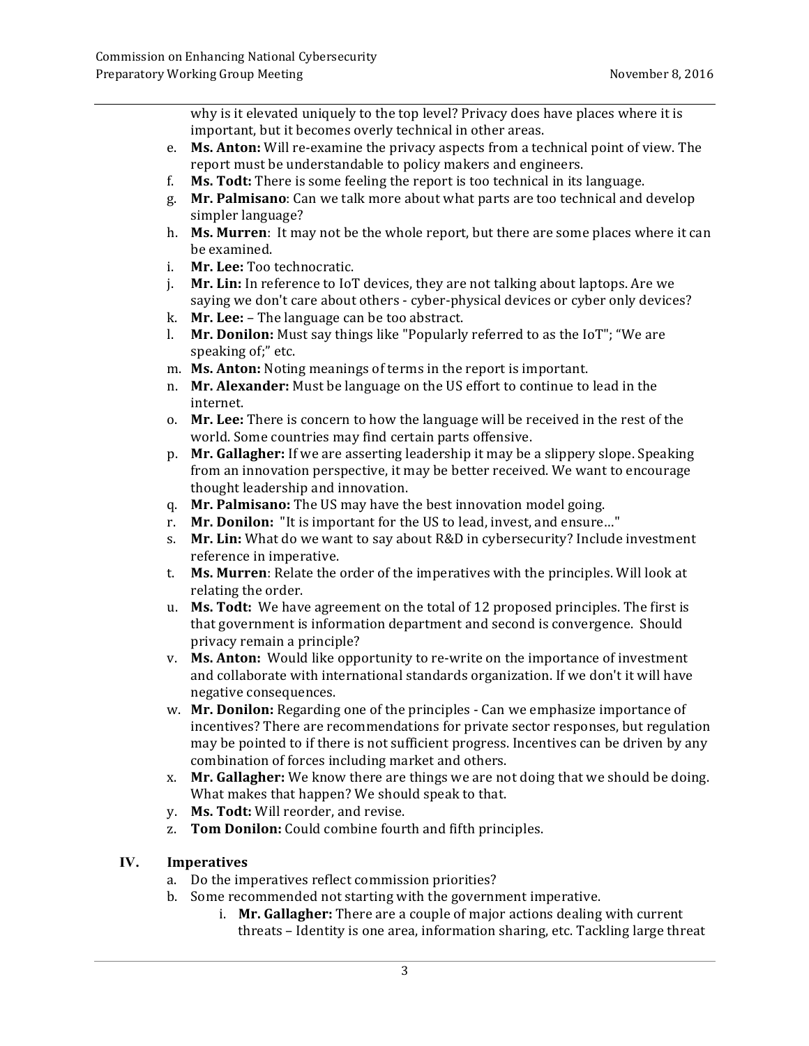why is it elevated uniquely to the top level? Privacy does have places where it is important, but it becomes overly technical in other areas.

e. **Ms. Anton:** Will re-examine the privacy aspects from a technical point of view. The report must be understandable to policy makers and engineers.
f. **Ms. Todt:** There is some feeling the report is too technical in its language.
g. **Mr. Palmisano**: Can we talk more about what parts are too technical and develop simpler language?
h. **Ms. Murren**: It may not be the whole report, but there are some places where it can be examined.
i. **Mr. Lee:** Too technocratic.
j. **Mr. Lin:** In reference to IoT devices, they are not talking about laptops. Are we saying we don't care about others - cyber-physical devices or cyber only devices?
k. **Mr. Lee:** – The language can be too abstract.
l. **Mr. Donilon:** Must say things like "Popularly referred to as the IoT"; "We are speaking of;" etc.
m. **Ms. Anton:** Noting meanings of terms in the report is important.
n. **Mr. Alexander:** Must be language on the US effort to continue to lead in the internet.
o. **Mr. Lee:** There is concern to how the language will be received in the rest of the world. Some countries may find certain parts offensive.
p. **Mr. Gallagher:** If we are asserting leadership it may be a slippery slope. Speaking from an innovation perspective, it may be better received. We want to encourage thought leadership and innovation.
q. **Mr. Palmisano:** The US may have the best innovation model going.
r. **Mr. Donilon:** "It is important for the US to lead, invest, and ensure…"
s. **Mr. Lin:** What do we want to say about R&D in cybersecurity? Include investment reference in imperative.
t. **Ms. Murren**: Relate the order of the imperatives with the principles. Will look at relating the order.
u. **Ms. Todt:** We have agreement on the total of 12 proposed principles. The first is that government is information department and second is convergence. Should privacy remain a principle?
v. **Ms. Anton:** Would like opportunity to re-write on the importance of investment and collaborate with international standards organization. If we don't it will have negative consequences.
w. **Mr. Donilon:** Regarding one of the principles - Can we emphasize importance of incentives? There are recommendations for private sector responses, but regulation may be pointed to if there is not sufficient progress. Incentives can be driven by any combination of forces including market and others.
x. **Mr. Gallagher:** We know there are things we are not doing that we should be doing. What makes that happen? We should speak to that.
y. **Ms. Todt:** Will reorder, and revise.
z. **Tom Donilon:** Could combine fourth and fifth principles.

## IV. Imperatives

a. Do the imperatives reflect commission priorities?
b. Some recommended not starting with the government imperative.
   i. **Mr. Gallagher:** There are a couple of major actions dealing with current threats – Identity is one area, information sharing, etc. Tackling large threat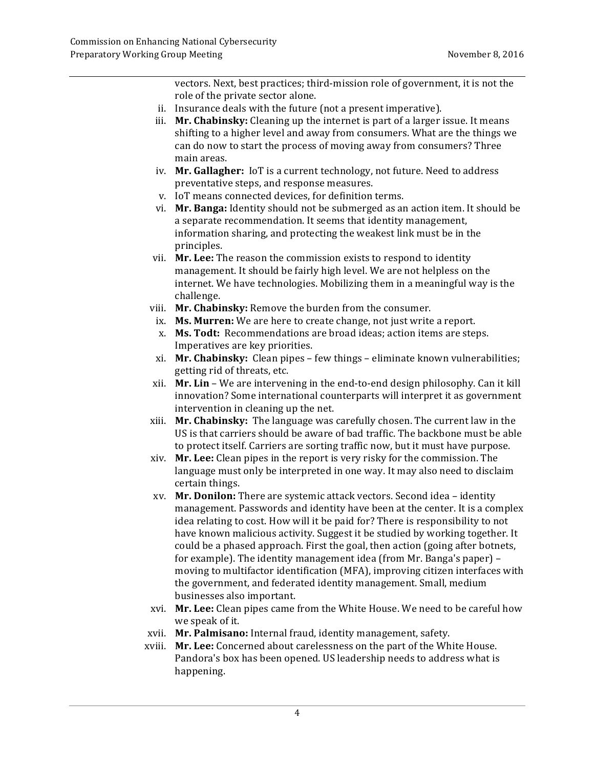vectors. Next, best practices; third-mission role of government, it is not the role of the private sector alone.

ii. Insurance deals with the future (not a present imperative).

iii. **Mr. Chabinsky:** Cleaning up the internet is part of a larger issue. It means shifting to a higher level and away from consumers. What are the things we can do now to start the process of moving away from consumers? Three main areas.

iv. **Mr. Gallagher:** IoT is a current technology, not future. Need to address preventative steps, and response measures.

v. IoT means connected devices, for definition terms.

vi. **Mr. Banga:** Identity should not be submerged as an action item. It should be a separate recommendation. It seems that identity management, information sharing, and protecting the weakest link must be in the principles.

vii. **Mr. Lee:** The reason the commission exists to respond to identity management. It should be fairly high level. We are not helpless on the internet. We have technologies. Mobilizing them in a meaningful way is the challenge.

viii. **Mr. Chabinsky:** Remove the burden from the consumer.

ix. **Ms. Murren:** We are here to create change, not just write a report.

x. **Ms. Todt:** Recommendations are broad ideas; action items are steps. Imperatives are key priorities.

xi. **Mr. Chabinsky:** Clean pipes – few things – eliminate known vulnerabilities; getting rid of threats, etc.

xii. **Mr. Lin** – We are intervening in the end-to-end design philosophy. Can it kill innovation? Some international counterparts will interpret it as government intervention in cleaning up the net.

xiii. **Mr. Chabinsky:** The language was carefully chosen. The current law in the US is that carriers should be aware of bad traffic. The backbone must be able to protect itself. Carriers are sorting traffic now, but it must have purpose.

xiv. **Mr. Lee:** Clean pipes in the report is very risky for the commission. The language must only be interpreted in one way. It may also need to disclaim certain things.

xv. **Mr. Donilon:** There are systemic attack vectors. Second idea – identity management. Passwords and identity have been at the center. It is a complex idea relating to cost. How will it be paid for? There is responsibility to not have known malicious activity. Suggest it be studied by working together. It could be a phased approach. First the goal, then action (going after botnets, for example). The identity management idea (from Mr. Banga's paper) – moving to multifactor identification (MFA), improving citizen interfaces with the government, and federated identity management. Small, medium businesses also important.

xvi. **Mr. Lee:** Clean pipes came from the White House. We need to be careful how we speak of it.

xvii. **Mr. Palmisano:** Internal fraud, identity management, safety.

xviii. **Mr. Lee:** Concerned about carelessness on the part of the White House. Pandora's box has been opened. US leadership needs to address what is happening.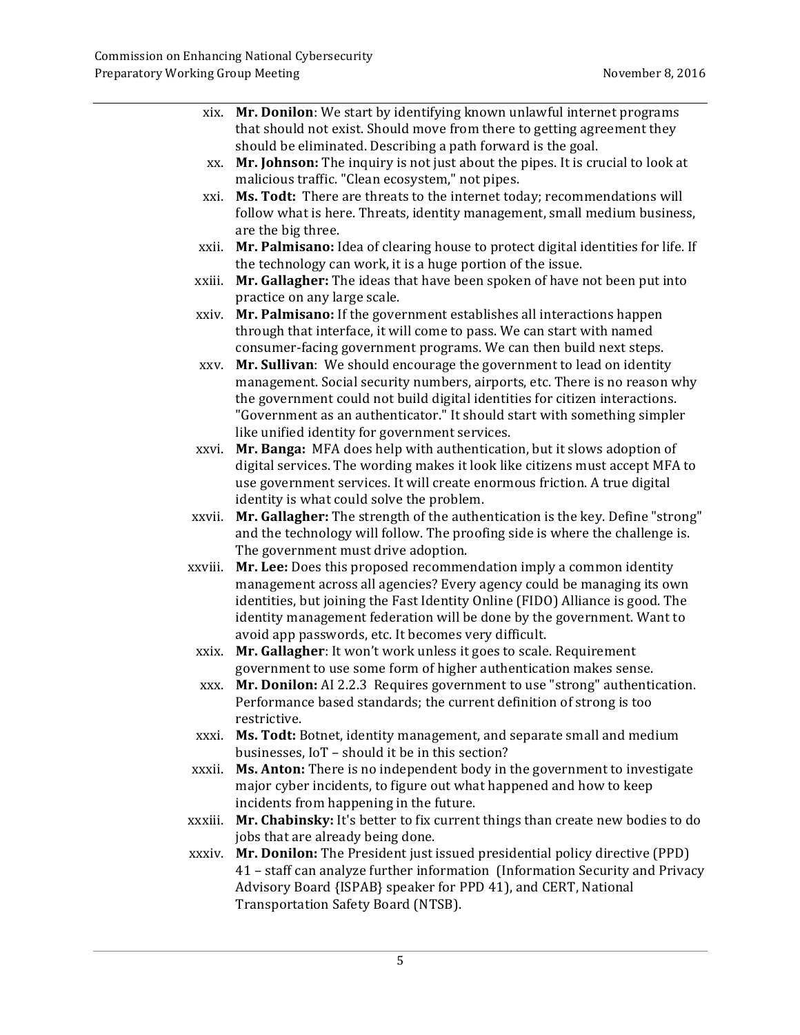xix. **Mr. Donilon**: We start by identifying known unlawful internet programs that should not exist. Should move from there to getting agreement they should be eliminated. Describing a path forward is the goal.

xx. **Mr. Johnson:** The inquiry is not just about the pipes. It is crucial to look at malicious traffic. "Clean ecosystem," not pipes.

xxi. **Ms. Todt:** There are threats to the internet today; recommendations will follow what is here. Threats, identity management, small medium business, are the big three.

xxii. **Mr. Palmisano:** Idea of clearing house to protect digital identities for life. If the technology can work, it is a huge portion of the issue.

xxiii. **Mr. Gallagher:** The ideas that have been spoken of have not been put into practice on any large scale.

xxiv. **Mr. Palmisano:** If the government establishes all interactions happen through that interface, it will come to pass. We can start with named consumer-facing government programs. We can then build next steps.

xxv. **Mr. Sullivan**: We should encourage the government to lead on identity management. Social security numbers, airports, etc. There is no reason why the government could not build digital identities for citizen interactions. "Government as an authenticator." It should start with something simpler like unified identity for government services.

xxvi. **Mr. Banga:** MFA does help with authentication, but it slows adoption of digital services. The wording makes it look like citizens must accept MFA to use government services. It will create enormous friction. A true digital identity is what could solve the problem.

xxvii. **Mr. Gallagher:** The strength of the authentication is the key. Define "strong" and the technology will follow. The proofing side is where the challenge is. The government must drive adoption.

xxviii. **Mr. Lee:** Does this proposed recommendation imply a common identity management across all agencies? Every agency could be managing its own identities, but joining the Fast Identity Online (FIDO) Alliance is good. The identity management federation will be done by the government. Want to avoid app passwords, etc. It becomes very difficult.

xxix. **Mr. Gallagher**: It won't work unless it goes to scale. Requirement government to use some form of higher authentication makes sense.

xxx. **Mr. Donilon:** AI 2.2.3 Requires government to use "strong" authentication. Performance based standards; the current definition of strong is too restrictive.

xxxi. **Ms. Todt:** Botnet, identity management, and separate small and medium businesses, IoT – should it be in this section?

xxxii. **Ms. Anton:** There is no independent body in the government to investigate major cyber incidents, to figure out what happened and how to keep incidents from happening in the future.

xxxiii. **Mr. Chabinsky:** It's better to fix current things than create new bodies to do jobs that are already being done.

xxxiv. **Mr. Donilon:** The President just issued presidential policy directive (PPD) 41 – staff can analyze further information (Information Security and Privacy Advisory Board {ISPAB} speaker for PPD 41), and CERT, National Transportation Safety Board (NTSB).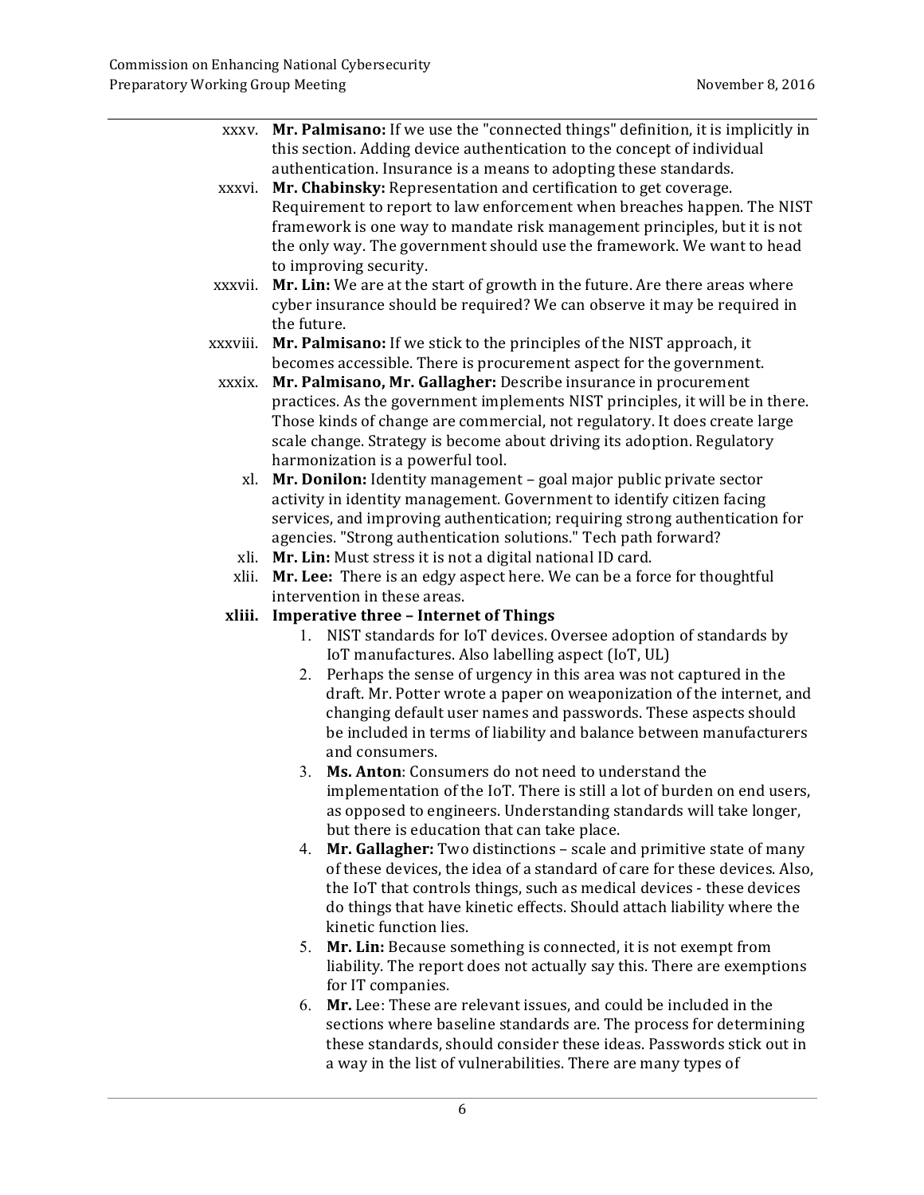xxxv. **Mr. Palmisano:** If we use the "connected things" definition, it is implicitly in this section. Adding device authentication to the concept of individual authentication. Insurance is a means to adopting these standards.

xxxvi. **Mr. Chabinsky:** Representation and certification to get coverage. Requirement to report to law enforcement when breaches happen. The NIST framework is one way to mandate risk management principles, but it is not the only way. The government should use the framework. We want to head to improving security.

xxxvii. **Mr. Lin:** We are at the start of growth in the future. Are there areas where cyber insurance should be required? We can observe it may be required in the future.

xxxviii. **Mr. Palmisano:** If we stick to the principles of the NIST approach, it becomes accessible. There is procurement aspect for the government.

xxxix. **Mr. Palmisano, Mr. Gallagher:** Describe insurance in procurement practices. As the government implements NIST principles, it will be in there. Those kinds of change are commercial, not regulatory. It does create large scale change. Strategy is become about driving its adoption. Regulatory harmonization is a powerful tool.

xl. **Mr. Donilon:** Identity management – goal major public private sector activity in identity management. Government to identify citizen facing services, and improving authentication; requiring strong authentication for agencies. "Strong authentication solutions." Tech path forward?

xli. **Mr. Lin:** Must stress it is not a digital national ID card.

xlii. **Mr. Lee:** There is an edgy aspect here. We can be a force for thoughtful intervention in these areas.

**xliii. Imperative three – Internet of Things**

1. NIST standards for IoT devices. Oversee adoption of standards by IoT manufactures. Also labelling aspect (IoT, UL)
2. Perhaps the sense of urgency in this area was not captured in the draft. Mr. Potter wrote a paper on weaponization of the internet, and changing default user names and passwords. These aspects should be included in terms of liability and balance between manufacturers and consumers.
3. **Ms. Anton**: Consumers do not need to understand the implementation of the IoT. There is still a lot of burden on end users, as opposed to engineers. Understanding standards will take longer, but there is education that can take place.
4. **Mr. Gallagher:** Two distinctions – scale and primitive state of many of these devices, the idea of a standard of care for these devices. Also, the IoT that controls things, such as medical devices - these devices do things that have kinetic effects. Should attach liability where the kinetic function lies.
5. **Mr. Lin:** Because something is connected, it is not exempt from liability. The report does not actually say this. There are exemptions for IT companies.
6. **Mr.** Lee: These are relevant issues, and could be included in the sections where baseline standards are. The process for determining these standards, should consider these ideas. Passwords stick out in a way in the list of vulnerabilities. There are many types of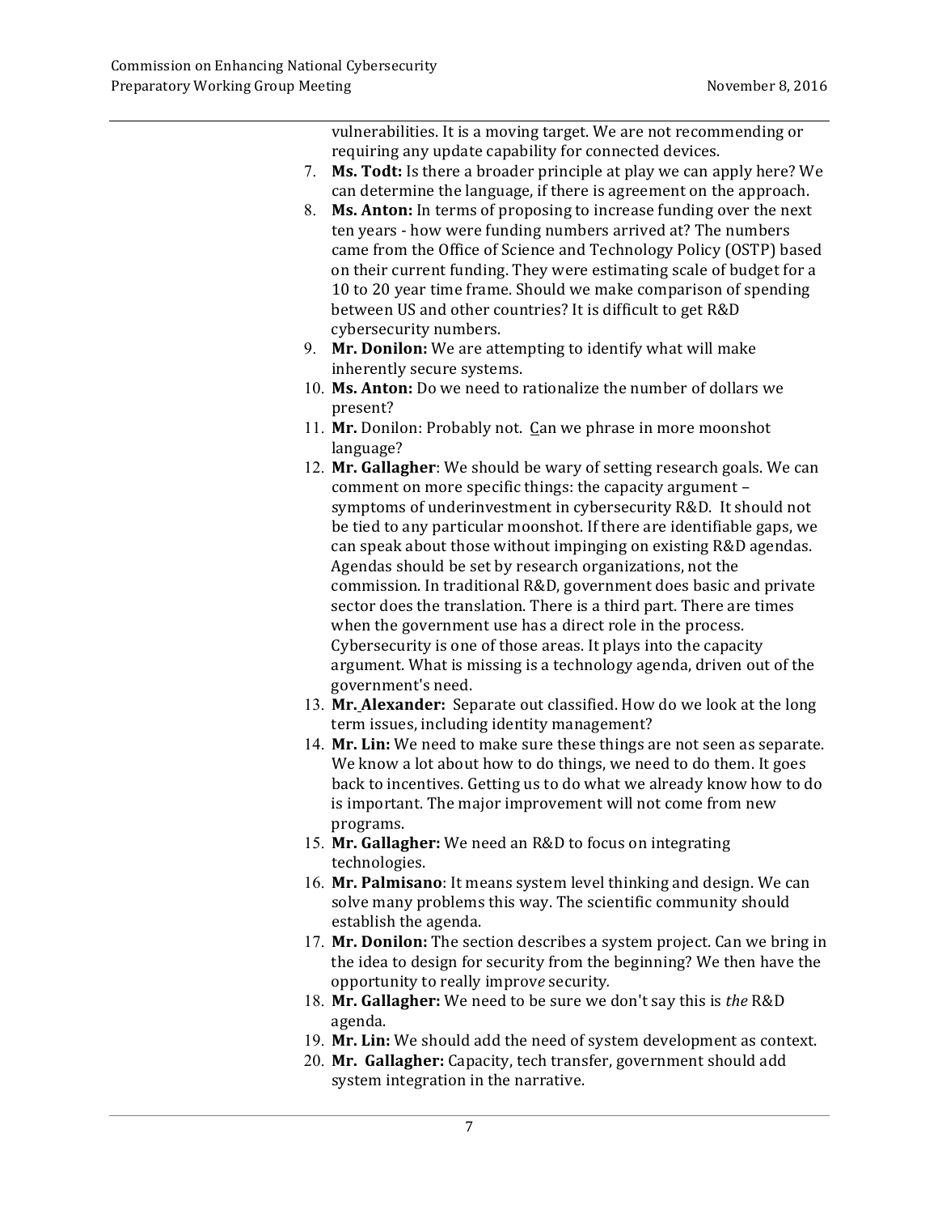vulnerabilities. It is a moving target. We are not recommending or requiring any update capability for connected devices.

7. **Ms. Todt:** Is there a broader principle at play we can apply here? We can determine the language, if there is agreement on the approach.
8. **Ms. Anton:** In terms of proposing to increase funding over the next ten years - how were funding numbers arrived at? The numbers came from the Office of Science and Technology Policy (OSTP) based on their current funding. They were estimating scale of budget for a 10 to 20 year time frame. Should we make comparison of spending between US and other countries? It is difficult to get R&D cybersecurity numbers.
9. **Mr. Donilon:** We are attempting to identify what will make inherently secure systems.
10. **Ms. Anton:** Do we need to rationalize the number of dollars we present?
11. **Mr.** Donilon: Probably not. Can we phrase in more moonshot language?
12. **Mr. Gallagher**: We should be wary of setting research goals. We can comment on more specific things: the capacity argument – symptoms of underinvestment in cybersecurity R&D. It should not be tied to any particular moonshot. If there are identifiable gaps, we can speak about those without impinging on existing R&D agendas. Agendas should be set by research organizations, not the commission. In traditional R&D, government does basic and private sector does the translation. There is a third part. There are times when the government use has a direct role in the process. Cybersecurity is one of those areas. It plays into the capacity argument. What is missing is a technology agenda, driven out of the government's need.
13. **Mr. Alexander:** Separate out classified. How do we look at the long term issues, including identity management?
14. **Mr. Lin:** We need to make sure these things are not seen as separate. We know a lot about how to do things, we need to do them. It goes back to incentives. Getting us to do what we already know how to do is important. The major improvement will not come from new programs.
15. **Mr. Gallagher:** We need an R&D to focus on integrating technologies.
16. **Mr. Palmisano**: It means system level thinking and design. We can solve many problems this way. The scientific community should establish the agenda.
17. **Mr. Donilon:** The section describes a system project. Can we bring in the idea to design for security from the beginning? We then have the opportunity to really improve security.
18. **Mr. Gallagher:** We need to be sure we don't say this is *the* R&D agenda.
19. **Mr. Lin:** We should add the need of system development as context.
20. **Mr. Gallagher:** Capacity, tech transfer, government should add system integration in the narrative.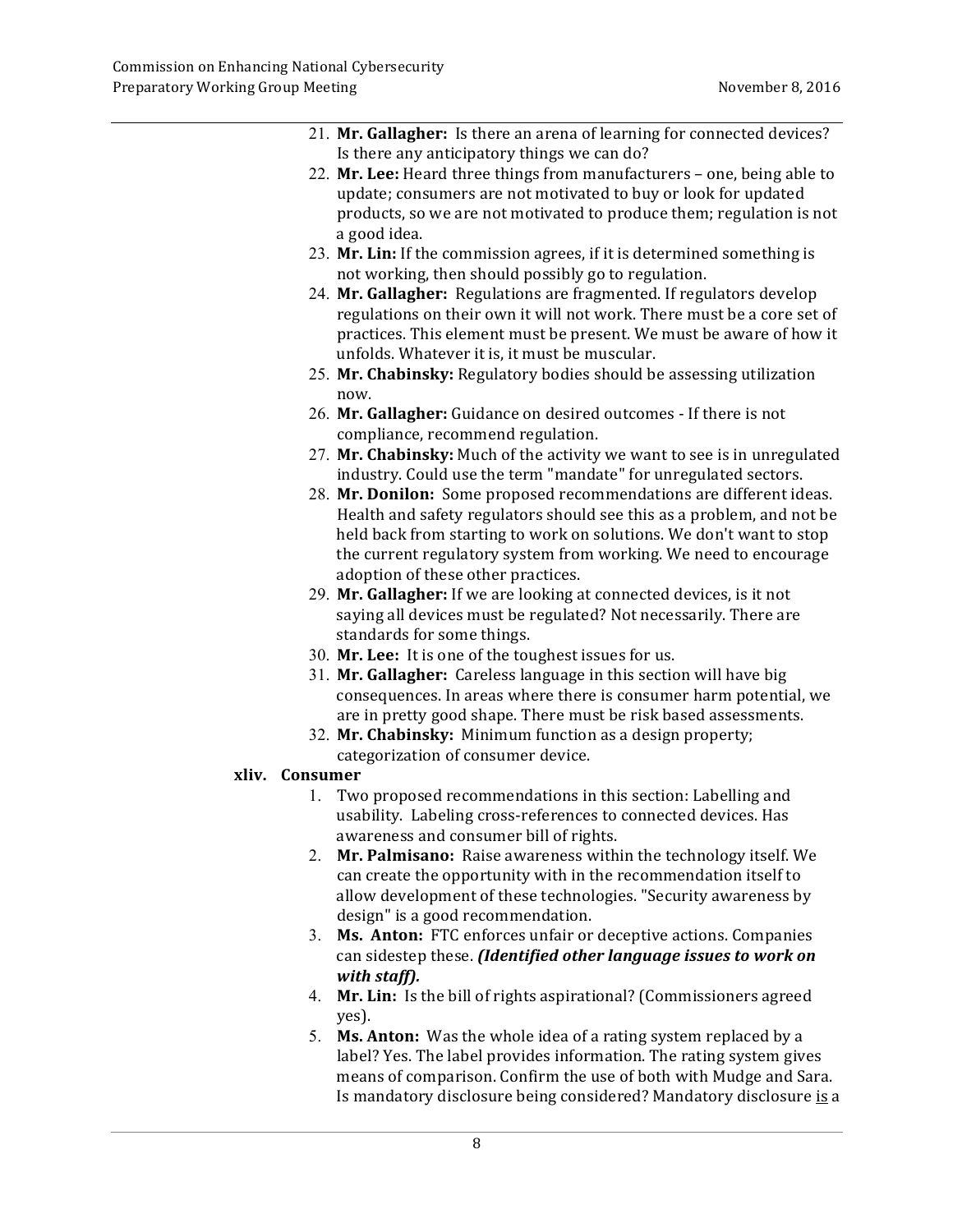21. **Mr. Gallagher:** Is there an arena of learning for connected devices? Is there any anticipatory things we can do?
22. **Mr. Lee:** Heard three things from manufacturers – one, being able to update; consumers are not motivated to buy or look for updated products, so we are not motivated to produce them; regulation is not a good idea.
23. **Mr. Lin:** If the commission agrees, if it is determined something is not working, then should possibly go to regulation.
24. **Mr. Gallagher:** Regulations are fragmented. If regulators develop regulations on their own it will not work. There must be a core set of practices. This element must be present. We must be aware of how it unfolds. Whatever it is, it must be muscular.
25. **Mr. Chabinsky:** Regulatory bodies should be assessing utilization now.
26. **Mr. Gallagher:** Guidance on desired outcomes - If there is not compliance, recommend regulation.
27. **Mr. Chabinsky:** Much of the activity we want to see is in unregulated industry. Could use the term "mandate" for unregulated sectors.
28. **Mr. Donilon:** Some proposed recommendations are different ideas. Health and safety regulators should see this as a problem, and not be held back from starting to work on solutions. We don't want to stop the current regulatory system from working. We need to encourage adoption of these other practices.
29. **Mr. Gallagher:** If we are looking at connected devices, is it not saying all devices must be regulated? Not necessarily. There are standards for some things.
30. **Mr. Lee:** It is one of the toughest issues for us.
31. **Mr. Gallagher:** Careless language in this section will have big consequences. In areas where there is consumer harm potential, we are in pretty good shape. There must be risk based assessments.
32. **Mr. Chabinsky:** Minimum function as a design property; categorization of consumer device.

**xliv. Consumer**

1. Two proposed recommendations in this section: Labelling and usability. Labeling cross-references to connected devices. Has awareness and consumer bill of rights.
2. **Mr. Palmisano:** Raise awareness within the technology itself. We can create the opportunity with in the recommendation itself to allow development of these technologies. "Security awareness by design" is a good recommendation.
3. **Ms. Anton:** FTC enforces unfair or deceptive actions. Companies can sidestep these. ***(Identified other language issues to work on with staff).***
4. **Mr. Lin:** Is the bill of rights aspirational? (Commissioners agreed yes).
5. **Ms. Anton:** Was the whole idea of a rating system replaced by a label? Yes. The label provides information. The rating system gives means of comparison. Confirm the use of both with Mudge and Sara. Is mandatory disclosure being considered? Mandatory disclosure <u>is</u> a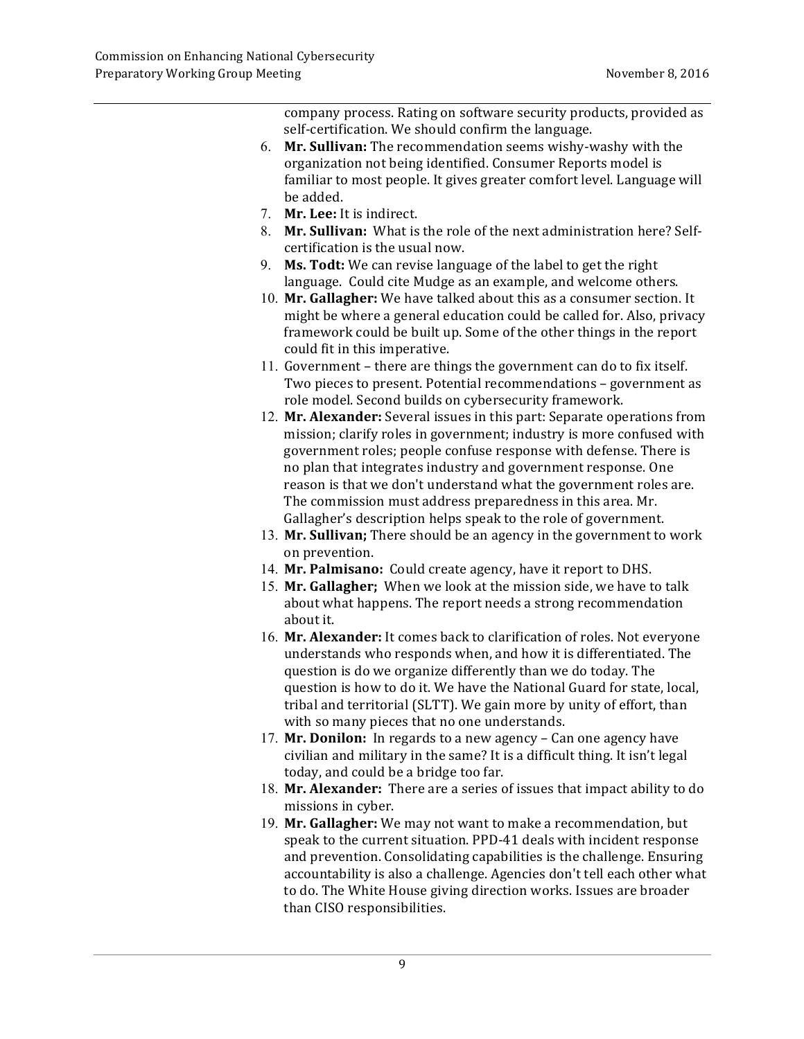company process. Rating on software security products, provided as self-certification. We should confirm the language.

6. **Mr. Sullivan:** The recommendation seems wishy-washy with the organization not being identified. Consumer Reports model is familiar to most people. It gives greater comfort level. Language will be added.
7. **Mr. Lee:** It is indirect.
8. **Mr. Sullivan:** What is the role of the next administration here? Self-certification is the usual now.
9. **Ms. Todt:** We can revise language of the label to get the right language. Could cite Mudge as an example, and welcome others.
10. **Mr. Gallagher:** We have talked about this as a consumer section. It might be where a general education could be called for. Also, privacy framework could be built up. Some of the other things in the report could fit in this imperative.
11. Government – there are things the government can do to fix itself. Two pieces to present. Potential recommendations – government as role model. Second builds on cybersecurity framework.
12. **Mr. Alexander:** Several issues in this part: Separate operations from mission; clarify roles in government; industry is more confused with government roles; people confuse response with defense. There is no plan that integrates industry and government response. One reason is that we don't understand what the government roles are. The commission must address preparedness in this area. Mr. Gallagher's description helps speak to the role of government.
13. **Mr. Sullivan;** There should be an agency in the government to work on prevention.
14. **Mr. Palmisano:** Could create agency, have it report to DHS.
15. **Mr. Gallagher;** When we look at the mission side, we have to talk about what happens. The report needs a strong recommendation about it.
16. **Mr. Alexander:** It comes back to clarification of roles. Not everyone understands who responds when, and how it is differentiated. The question is do we organize differently than we do today. The question is how to do it. We have the National Guard for state, local, tribal and territorial (SLTT). We gain more by unity of effort, than with so many pieces that no one understands.
17. **Mr. Donilon:** In regards to a new agency – Can one agency have civilian and military in the same? It is a difficult thing. It isn't legal today, and could be a bridge too far.
18. **Mr. Alexander:** There are a series of issues that impact ability to do missions in cyber.
19. **Mr. Gallagher:** We may not want to make a recommendation, but speak to the current situation. PPD-41 deals with incident response and prevention. Consolidating capabilities is the challenge. Ensuring accountability is also a challenge. Agencies don't tell each other what to do. The White House giving direction works. Issues are broader than CISO responsibilities.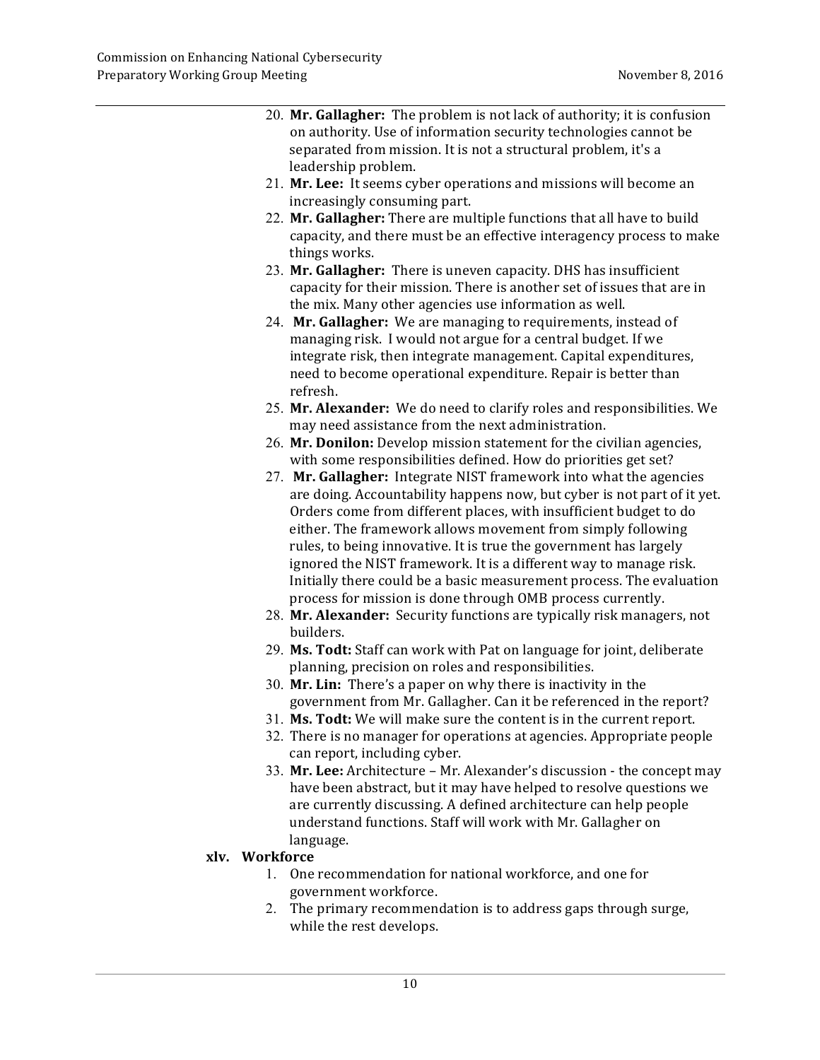20. **Mr. Gallagher:** The problem is not lack of authority; it is confusion on authority. Use of information security technologies cannot be separated from mission. It is not a structural problem, it's a leadership problem.
21. **Mr. Lee:** It seems cyber operations and missions will become an increasingly consuming part.
22. **Mr. Gallagher:** There are multiple functions that all have to build capacity, and there must be an effective interagency process to make things works.
23. **Mr. Gallagher:** There is uneven capacity. DHS has insufficient capacity for their mission. There is another set of issues that are in the mix. Many other agencies use information as well.
24. **Mr. Gallagher:** We are managing to requirements, instead of managing risk. I would not argue for a central budget. If we integrate risk, then integrate management. Capital expenditures, need to become operational expenditure. Repair is better than refresh.
25. **Mr. Alexander:** We do need to clarify roles and responsibilities. We may need assistance from the next administration.
26. **Mr. Donilon:** Develop mission statement for the civilian agencies, with some responsibilities defined. How do priorities get set?
27. **Mr. Gallagher:** Integrate NIST framework into what the agencies are doing. Accountability happens now, but cyber is not part of it yet. Orders come from different places, with insufficient budget to do either. The framework allows movement from simply following rules, to being innovative. It is true the government has largely ignored the NIST framework. It is a different way to manage risk. Initially there could be a basic measurement process. The evaluation process for mission is done through OMB process currently.
28. **Mr. Alexander:** Security functions are typically risk managers, not builders.
29. **Ms. Todt:** Staff can work with Pat on language for joint, deliberate planning, precision on roles and responsibilities.
30. **Mr. Lin:** There's a paper on why there is inactivity in the government from Mr. Gallagher. Can it be referenced in the report?
31. **Ms. Todt:** We will make sure the content is in the current report.
32. There is no manager for operations at agencies. Appropriate people can report, including cyber.
33. **Mr. Lee:** Architecture – Mr. Alexander's discussion - the concept may have been abstract, but it may have helped to resolve questions we are currently discussing. A defined architecture can help people understand functions. Staff will work with Mr. Gallagher on language.

**xlv. Workforce**

1. One recommendation for national workforce, and one for government workforce.
2. The primary recommendation is to address gaps through surge, while the rest develops.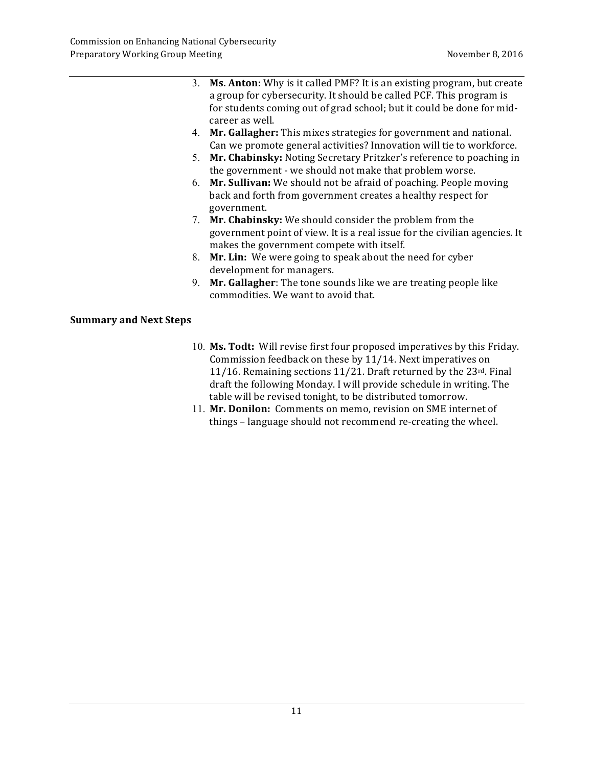3. **Ms. Anton:** Why is it called PMF? It is an existing program, but create a group for cybersecurity. It should be called PCF. This program is for students coming out of grad school; but it could be done for mid-career as well.
4. **Mr. Gallagher:** This mixes strategies for government and national. Can we promote general activities? Innovation will tie to workforce.
5. **Mr. Chabinsky:** Noting Secretary Pritzker's reference to poaching in the government - we should not make that problem worse.
6. **Mr. Sullivan:** We should not be afraid of poaching. People moving back and forth from government creates a healthy respect for government.
7. **Mr. Chabinsky:** We should consider the problem from the government point of view. It is a real issue for the civilian agencies. It makes the government compete with itself.
8. **Mr. Lin:** We were going to speak about the need for cyber development for managers.
9. **Mr. Gallagher**: The tone sounds like we are treating people like commodities. We want to avoid that.

**Summary and Next Steps**

10. **Ms. Todt:** Will revise first four proposed imperatives by this Friday. Commission feedback on these by 11/14. Next imperatives on 11/16. Remaining sections 11/21. Draft returned by the 23rd. Final draft the following Monday. I will provide schedule in writing. The table will be revised tonight, to be distributed tomorrow.
11. **Mr. Donilon:** Comments on memo, revision on SME internet of things – language should not recommend re-creating the wheel.